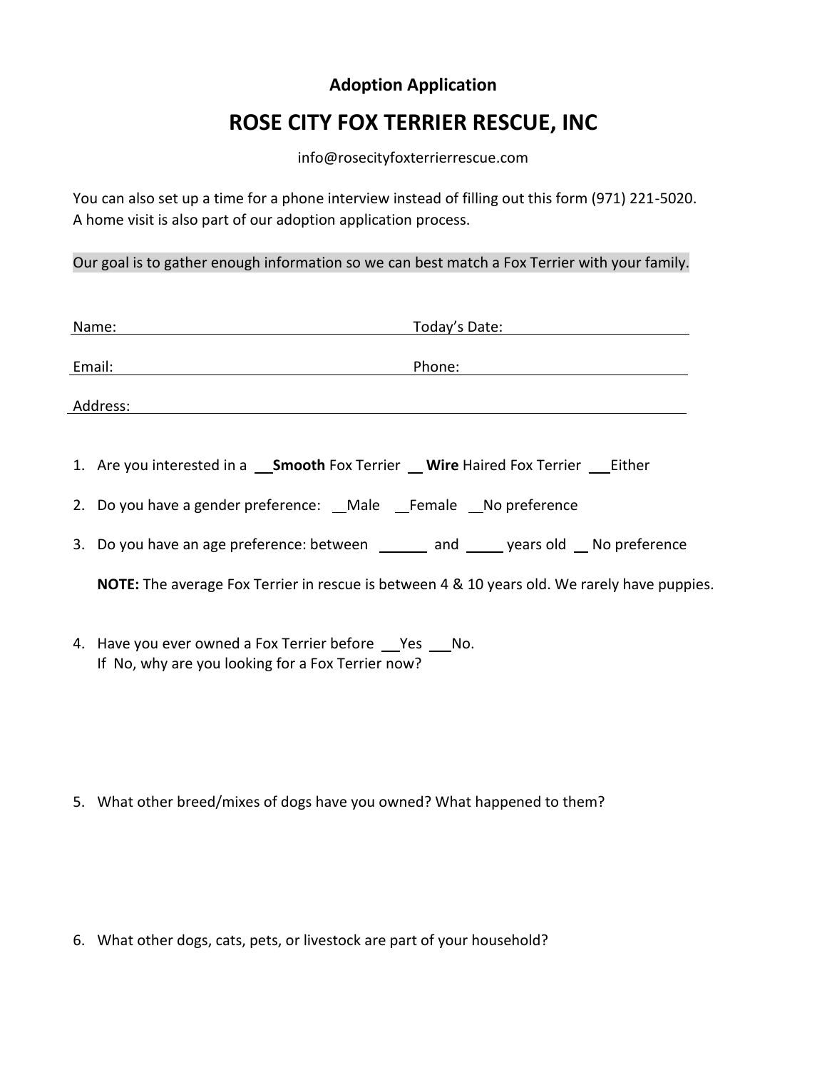**Adoption Application**

# ROSE CITY FOX TERRIER RESCUE, INC

info@rosecityfoxterrierrescue.com

You can also set up a time for a phone interview instead of filling out this form (971) 221-5020.
A home visit is also part of our adoption application process.

Our goal is to gather enough information so we can best match a Fox Terrier with your family.

Name: ______________________________ Today's Date: ______________

Email: ______________________________ Phone: ______________

Address: ____________________________________________________

1. Are you interested in a ___**Smooth** Fox Terrier ___ **Wire** Haired Fox Terrier ___Either

2. Do you have a gender preference: __Male __Female __No preference

3. Do you have an age preference: between ______ and _____ years old __ No preference

   **NOTE:** The average Fox Terrier in rescue is between 4 & 10 years old. We rarely have puppies.

4. Have you ever owned a Fox Terrier before ___Yes ___No.
   If No, why are you looking for a Fox Terrier now?

5. What other breed/mixes of dogs have you owned? What happened to them?

6. What other dogs, cats, pets, or livestock are part of your household?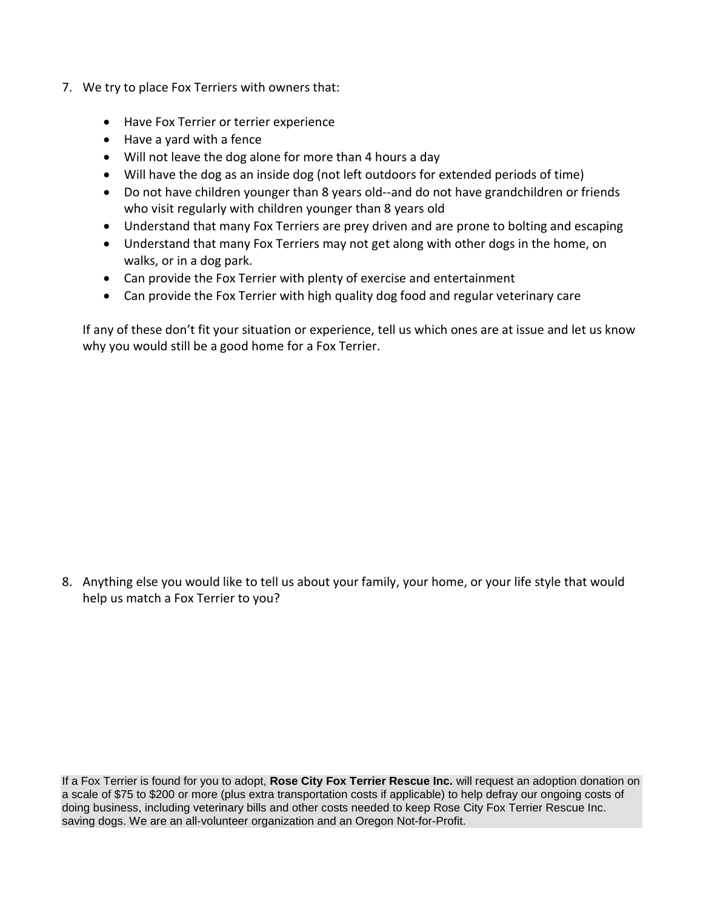7. We try to place Fox Terriers with owners that:

    - Have Fox Terrier or terrier experience
    - Have a yard with a fence
    - Will not leave the dog alone for more than 4 hours a day
    - Will have the dog as an inside dog (not left outdoors for extended periods of time)
    - Do not have children younger than 8 years old--and do not have grandchildren or friends who visit regularly with children younger than 8 years old
    - Understand that many Fox Terriers are prey driven and are prone to bolting and escaping
    - Understand that many Fox Terriers may not get along with other dogs in the home, on walks, or in a dog park.
    - Can provide the Fox Terrier with plenty of exercise and entertainment
    - Can provide the Fox Terrier with high quality dog food and regular veterinary care

    If any of these don't fit your situation or experience, tell us which ones are at issue and let us know why you would still be a good home for a Fox Terrier.

8. Anything else you would like to tell us about your family, your home, or your life style that would help us match a Fox Terrier to you?

If a Fox Terrier is found for you to adopt, **Rose City Fox Terrier Rescue Inc.** will request an adoption donation on a scale of $75 to $200 or more (plus extra transportation costs if applicable) to help defray our ongoing costs of doing business, including veterinary bills and other costs needed to keep Rose City Fox Terrier Rescue Inc. saving dogs. We are an all-volunteer organization and an Oregon Not-for-Profit.